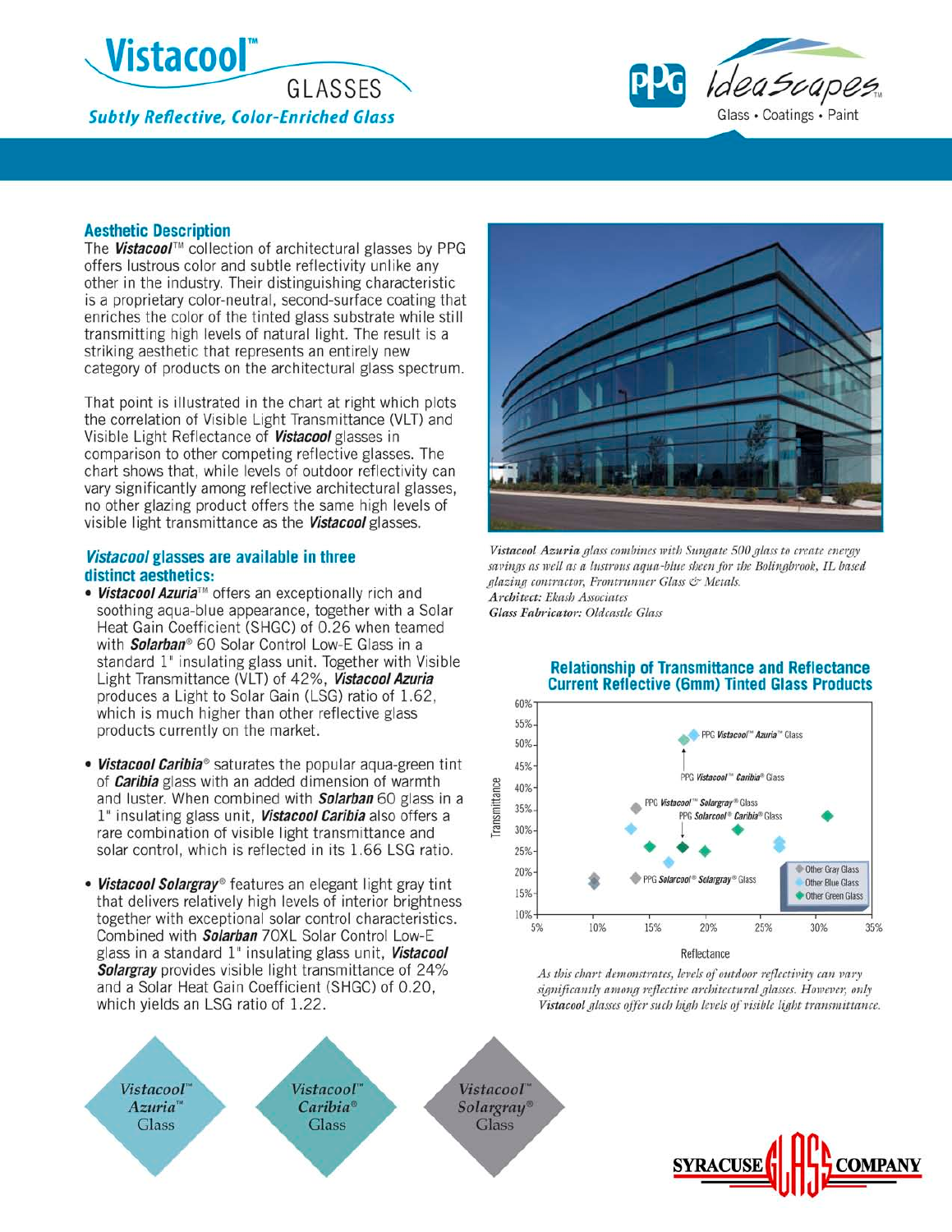# Vistacool™ GLASSES

*Subtly Reflective, Color-Enriched Glass*

PPG IdeaScapes™ Glass • Coatings • Paint

## Aesthetic Description

The ***Vistacool***™ collection of architectural glasses by PPG offers lustrous color and subtle reflectivity unlike any other in the industry. Their distinguishing characteristic is a proprietary color-neutral, second-surface coating that enriches the color of the tinted glass substrate while still transmitting high levels of natural light. The result is a striking aesthetic that represents an entirely new category of products on the architectural glass spectrum.

That point is illustrated in the chart at right which plots the correlation of Visible Light Transmittance (VLT) and Visible Light Reflectance of ***Vistacool*** glasses in comparison to other competing reflective glasses. The chart shows that, while levels of outdoor reflectivity can vary significantly among reflective architectural glasses, no other glazing product offers the same high levels of visible light transmittance as the ***Vistacool*** glasses.

### *Vistacool* glasses are available in three distinct aesthetics:

- ***Vistacool Azuria***™ offers an exceptionally rich and soothing aqua-blue appearance, together with a Solar Heat Gain Coefficient (SHGC) of 0.26 when teamed with ***Solarban***® 60 Solar Control Low-E Glass in a standard 1" insulating glass unit. Together with Visible Light Transmittance (VLT) of 42%, ***Vistacool Azuria*** produces a Light to Solar Gain (LSG) ratio of 1.62, which is much higher than other reflective glass products currently on the market.
- ***Vistacool Caribia***® saturates the popular aqua-green tint of ***Caribia*** glass with an added dimension of warmth and luster. When combined with ***Solarban*** 60 glass in a 1" insulating glass unit, ***Vistacool Caribia*** also offers a rare combination of visible light transmittance and solar control, which is reflected in its 1.66 LSG ratio.
- ***Vistacool Solargray***® features an elegant light gray tint that delivers relatively high levels of interior brightness together with exceptional solar control characteristics. Combined with ***Solarban*** 70XL Solar Control Low-E glass in a standard 1" insulating glass unit, ***Vistacool Solargray*** provides visible light transmittance of 24% and a Solar Heat Gain Coefficient (SHGC) of 0.20, which yields an LSG ratio of 1.22.

*Vistacool Azuria glass combines with Sungate 500 glass to create energy savings as well as a lustrous aqua-blue sheen for the Bolingbrook, IL based glazing contractor, Frontrunner Glass & Metals.*
***Architect:*** *Ekash Associates*
***Glass Fabricator:*** *Oldcastle Glass*

### Relationship of Transmittance and Reflectance
### Current Reflective (6mm) Tinted Glass Products

*As this chart demonstrates, levels of outdoor reflectivity can vary significantly among reflective architectural glasses. However, only Vistacool glasses offer such high levels of visible light transmittance.*

Vistacool™ Azuria™ Glass | Vistacool™ Caribia® Glass | Vistacool™ Solargray® Glass

SYRACUSE GLASS COMPANY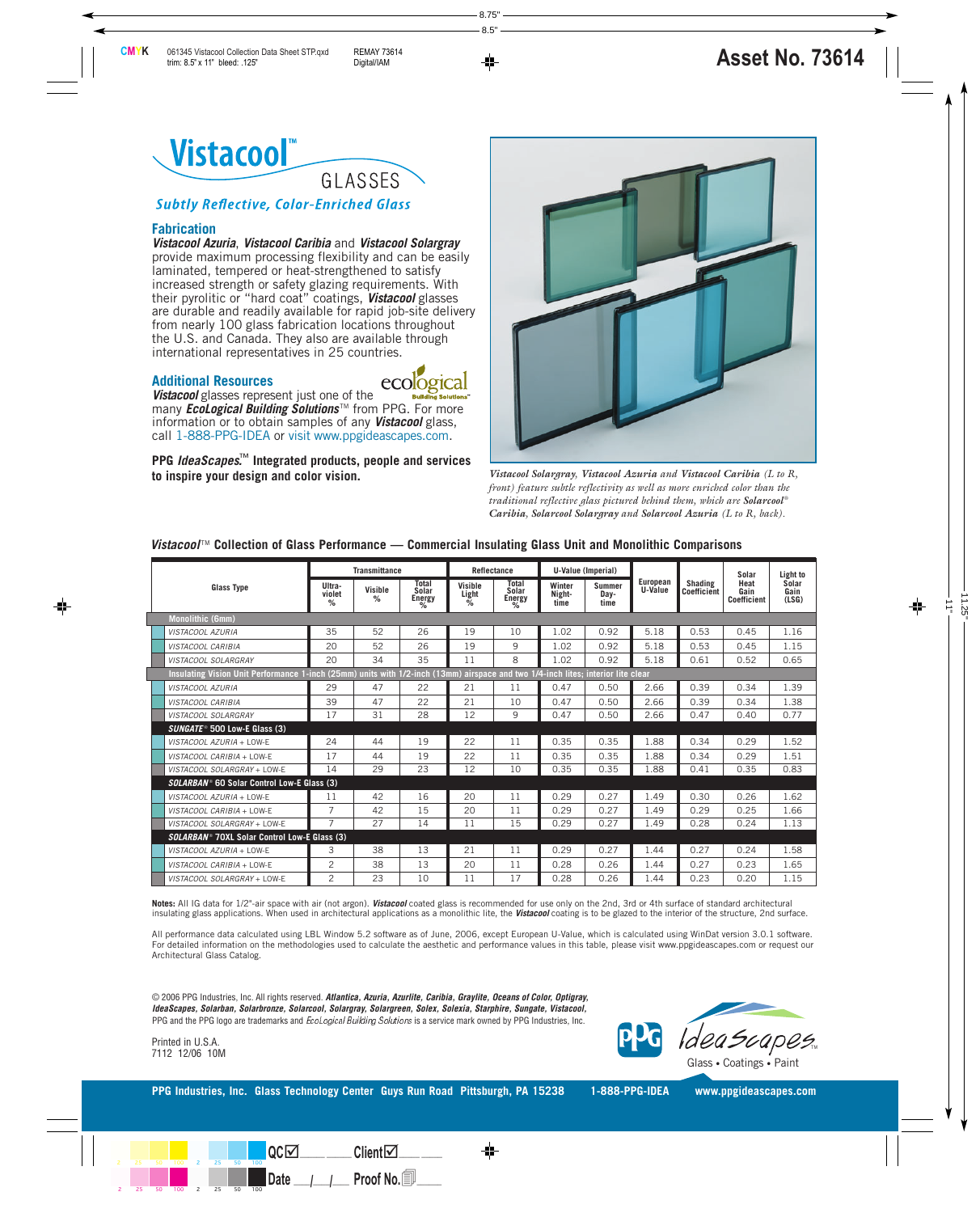Asset No. 73614

# Vistacool™ GLASSES

*Subtly Reflective, Color-Enriched Glass*

## Fabrication

***Vistacool Azuria***, ***Vistacool Caribia*** and ***Vistacool Solargray*** provide maximum processing flexibility and can be easily laminated, tempered or heat-strengthened to satisfy increased strength or safety glazing requirements. With their pyrolitic or "hard coat" coatings, ***Vistacool*** glasses are durable and readily available for rapid job-site delivery from nearly 100 glass fabrication locations throughout the U.S. and Canada. They also are available through international representatives in 25 countries.

## Additional Resources

***Vistacool*** glasses represent just one of the many ***EcoLogical Building Solutions***™ from PPG. For more information or to obtain samples of any ***Vistacool*** glass, call 1-888-PPG-IDEA or visit www.ppgideascapes.com.

**PPG *IdeaScapes*™ Integrated products, people and services to inspire your design and color vision.**

*Vistacool Solargray, Vistacool Azuria and Vistacool Caribia (L to R, front) feature subtle reflectivity as well as more enriched color than the traditional reflective glass pictured behind them, which are **Solarcool® Caribia**, **Solarcool Solargray** and **Solarcool Azuria** (L to R, back).*

### *Vistacool*™ Collection of Glass Performance — Commercial Insulating Glass Unit and Monolithic Comparisons

| Glass Type | Transmittance | | | Reflectance | | U-Value (Imperial) | | European U-Value | Shading Coefficient | Solar Heat Gain Coefficient | Light to Solar Gain (LSG) |
|---|---|---|---|---|---|---|---|---|---|---|---|
| | Ultra-violet % | Visible % | Total Solar Energy % | Visible Light % | Total Solar Energy % | Winter Night-time | Summer Day-time | | | | |
| **Monolithic (6mm)** | | | | | | | | | | | |
| VISTACOOL AZURIA | 35 | 52 | 26 | 19 | 10 | 1.02 | 0.92 | 5.18 | 0.53 | 0.45 | 1.16 |
| VISTACOOL CARIBIA | 20 | 52 | 26 | 19 | 9 | 1.02 | 0.92 | 5.18 | 0.53 | 0.45 | 1.15 |
| VISTACOOL SOLARGRAY | 20 | 34 | 35 | 11 | 8 | 1.02 | 0.92 | 5.18 | 0.61 | 0.52 | 0.65 |
| **Insulating Vision Unit Performance 1-inch (25mm) units with 1/2-inch (13mm) airspace and two 1/4-inch lites; interior lite clear** | | | | | | | | | | | |
| VISTACOOL AZURIA | 29 | 47 | 22 | 21 | 11 | 0.47 | 0.50 | 2.66 | 0.39 | 0.34 | 1.39 |
| VISTACOOL CARIBIA | 39 | 47 | 22 | 21 | 10 | 0.47 | 0.50 | 2.66 | 0.39 | 0.34 | 1.38 |
| VISTACOOL SOLARGRAY | 17 | 31 | 28 | 12 | 9 | 0.47 | 0.50 | 2.66 | 0.47 | 0.40 | 0.77 |
| ***SUNGATE*® 500 Low-E Glass (3)** | | | | | | | | | | | |
| VISTACOOL AZURIA + LOW-E | 24 | 44 | 19 | 22 | 11 | 0.35 | 0.35 | 1.88 | 0.34 | 0.29 | 1.52 |
| VISTACOOL CARIBIA + LOW-E | 17 | 44 | 19 | 22 | 11 | 0.35 | 0.35 | 1.88 | 0.34 | 0.29 | 1.51 |
| VISTACOOL SOLARGRAY + LOW-E | 14 | 29 | 23 | 12 | 10 | 0.35 | 0.35 | 1.88 | 0.41 | 0.35 | 0.83 |
| ***SOLARBAN*® 60 Solar Control Low-E Glass (3)** | | | | | | | | | | | |
| VISTACOOL AZURIA + LOW-E | 11 | 42 | 16 | 20 | 11 | 0.29 | 0.27 | 1.49 | 0.30 | 0.26 | 1.62 |
| VISTACOOL CARIBIA + LOW-E | 7 | 42 | 15 | 20 | 11 | 0.29 | 0.27 | 1.49 | 0.29 | 0.25 | 1.66 |
| VISTACOOL SOLARGRAY + LOW-E | 7 | 27 | 14 | 11 | 15 | 0.29 | 0.27 | 1.49 | 0.28 | 0.24 | 1.13 |
| ***SOLARBAN*® 70XL Solar Control Low-E Glass (3)** | | | | | | | | | | | |
| VISTACOOL AZURIA + LOW-E | 3 | 38 | 13 | 21 | 11 | 0.29 | 0.27 | 1.44 | 0.27 | 0.24 | 1.58 |
| VISTACOOL CARIBIA + LOW-E | 2 | 38 | 13 | 20 | 11 | 0.28 | 0.26 | 1.44 | 0.27 | 0.23 | 1.65 |
| VISTACOOL SOLARGRAY + LOW-E | 2 | 23 | 10 | 11 | 17 | 0.28 | 0.26 | 1.44 | 0.23 | 0.20 | 1.15 |

**Notes:** All IG data for 1/2"-air space with air (not argon). ***Vistacool*** coated glass is recommended for use only on the 2nd, 3rd or 4th surface of standard architectural insulating glass applications. When used in architectural applications as a monolithic lite, the ***Vistacool*** coating is to be glazed to the interior of the structure, 2nd surface.

All performance data calculated using LBL Window 5.2 software as of June, 2006, except European U-Value, which is calculated using WinDat version 3.0.1 software. For detailed information on the methodologies used to calculate the aesthetic and performance values in this table, please visit www.ppgideascapes.com or request our Architectural Glass Catalog.

© 2006 PPG Industries, Inc. All rights reserved. ***Atlantica, Azuria, Azurlite, Caribia, Graylite, Oceans of Color, Optigray, IdeaScapes, Solarban, Solarbronze, Solarcool, Solargray, Solargreen, Solex, Solexia, Starphire, Sungate, Vistacool,*** PPG and the PPG logo are trademarks and *EcoLogical Building Solutions* is a service mark owned by PPG Industries, Inc.

Printed in U.S.A.
7112 12/06 10M

PPG IdeaScapes™ Glass • Coatings • Paint

**PPG Industries, Inc. Glass Technology Center Guys Run Road Pittsburgh, PA 15238 1-888-PPG-IDEA www.ppgideascapes.com**